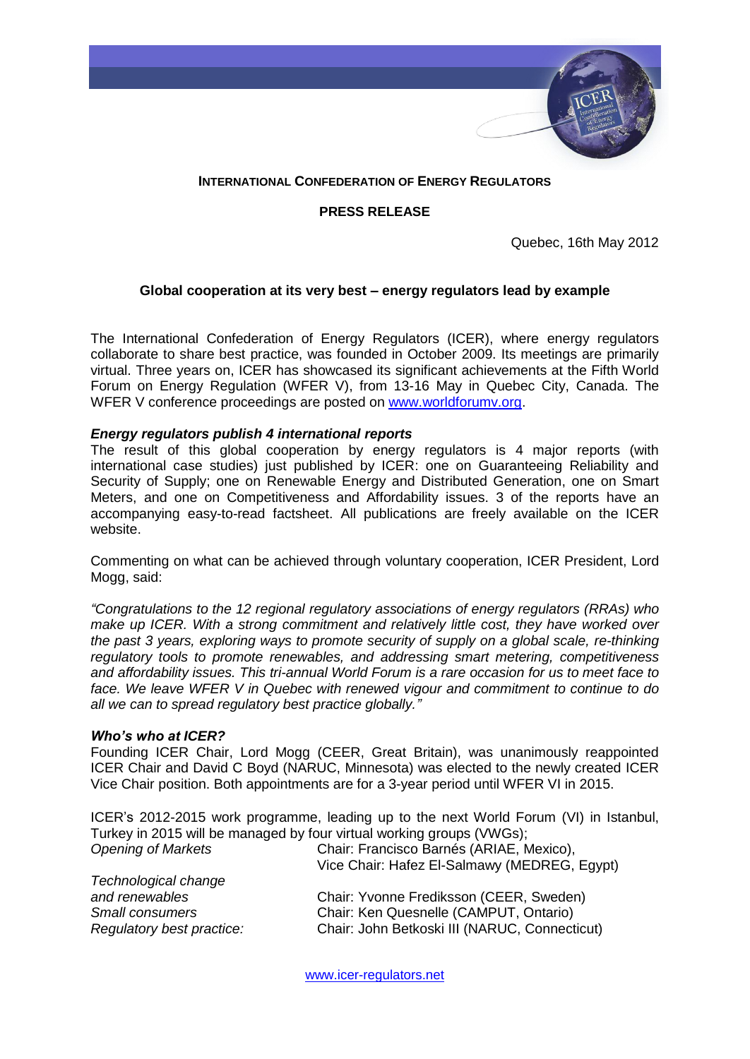**INTERNATIONAL CONFEDERATION OF ENERGY REGULATORS**

**PRESS RELEASE**

Quebec, 16th May 2012

## Global cooperation at its very best – energy regulators lead by example

The International Confederation of Energy Regulators (ICER), where energy regulators collaborate to share best practice, was founded in October 2009. Its meetings are primarily virtual. Three years on, ICER has showcased its significant achievements at the Fifth World Forum on Energy Regulation (WFER V), from 13-16 May in Quebec City, Canada. The WFER V conference proceedings are posted on [www.worldforumv.org](http://www.worldforumv.org).

### *Energy regulators publish 4 international reports*

The result of this global cooperation by energy regulators is 4 major reports (with international case studies) just published by ICER: one on Guaranteeing Reliability and Security of Supply; one on Renewable Energy and Distributed Generation, one on Smart Meters, and one on Competitiveness and Affordability issues. 3 of the reports have an accompanying easy-to-read factsheet. All publications are freely available on the ICER website.

Commenting on what can be achieved through voluntary cooperation, ICER President, Lord Mogg, said:

*"Congratulations to the 12 regional regulatory associations of energy regulators (RRAs) who make up ICER. With a strong commitment and relatively little cost, they have worked over the past 3 years, exploring ways to promote security of supply on a global scale, re-thinking regulatory tools to promote renewables, and addressing smart metering, competitiveness and affordability issues. This tri-annual World Forum is a rare occasion for us to meet face to face. We leave WFER V in Quebec with renewed vigour and commitment to continue to do all we can to spread regulatory best practice globally."*

### *Who's who at ICER?*

Founding ICER Chair, Lord Mogg (CEER, Great Britain), was unanimously reappointed ICER Chair and David C Boyd (NARUC, Minnesota) was elected to the newly created ICER Vice Chair position. Both appointments are for a 3-year period until WFER VI in 2015.

ICER's 2012-2015 work programme, leading up to the next World Forum (VI) in Istanbul, Turkey in 2015 will be managed by four virtual working groups (VWGs);

| | |
|---|---|
| *Opening of Markets* | Chair: Francisco Barnés (ARIAE, Mexico),<br>Vice Chair: Hafez El-Salmawy (MEDREG, Egypt) |
| *Technological change and renewables* | Chair: Yvonne Fredriksson (CEER, Sweden) |
| *Small consumers* | Chair: Ken Quesnelle (CAMPUT, Ontario) |
| *Regulatory best practice:* | Chair: John Betkoski III (NARUC, Connecticut) |

[www.icer-regulators.net](http://www.icer-regulators.net)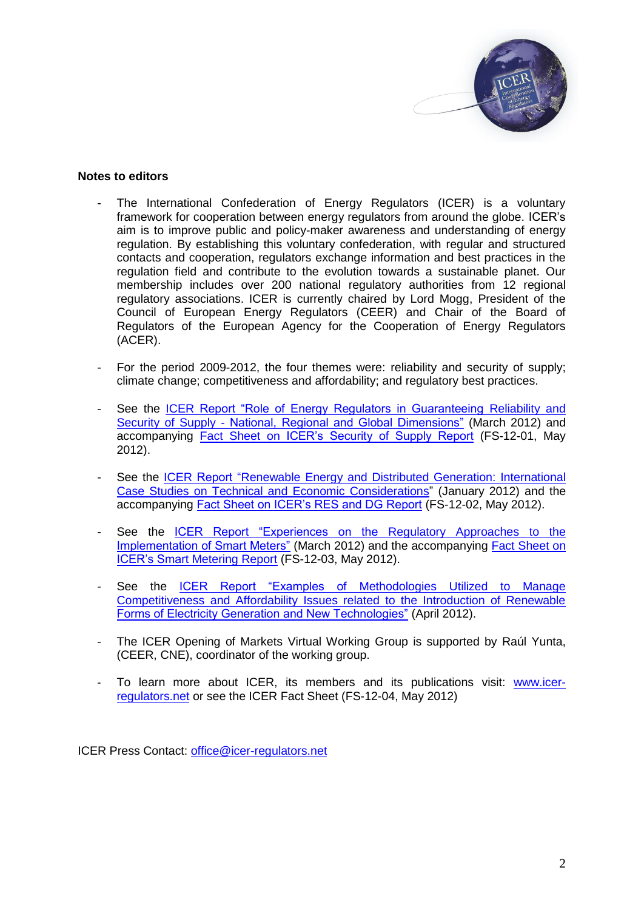**Notes to editors**

- The International Confederation of Energy Regulators (ICER) is a voluntary framework for cooperation between energy regulators from around the globe. ICER's aim is to improve public and policy-maker awareness and understanding of energy regulation. By establishing this voluntary confederation, with regular and structured contacts and cooperation, regulators exchange information and best practices in the regulation field and contribute to the evolution towards a sustainable planet. Our membership includes over 200 national regulatory authorities from 12 regional regulatory associations. ICER is currently chaired by Lord Mogg, President of the Council of European Energy Regulators (CEER) and Chair of the Board of Regulators of the European Agency for the Cooperation of Energy Regulators (ACER).

- For the period 2009-2012, the four themes were: reliability and security of supply; climate change; competitiveness and affordability; and regulatory best practices.

- See the ICER Report "Role of Energy Regulators in Guaranteeing Reliability and Security of Supply - National, Regional and Global Dimensions" (March 2012) and accompanying Fact Sheet on ICER's Security of Supply Report (FS-12-01, May 2012).

- See the ICER Report "Renewable Energy and Distributed Generation: International Case Studies on Technical and Economic Considerations" (January 2012) and the accompanying Fact Sheet on ICER's RES and DG Report (FS-12-02, May 2012).

- See the ICER Report "Experiences on the Regulatory Approaches to the Implementation of Smart Meters" (March 2012) and the accompanying Fact Sheet on ICER's Smart Metering Report (FS-12-03, May 2012).

- See the ICER Report "Examples of Methodologies Utilized to Manage Competitiveness and Affordability Issues related to the Introduction of Renewable Forms of Electricity Generation and New Technologies" (April 2012).

- The ICER Opening of Markets Virtual Working Group is supported by Raúl Yunta, (CEER, CNE), coordinator of the working group.

- To learn more about ICER, its members and its publications visit: www.icer-regulators.net or see the ICER Fact Sheet (FS-12-04, May 2012)

ICER Press Contact: office@icer-regulators.net